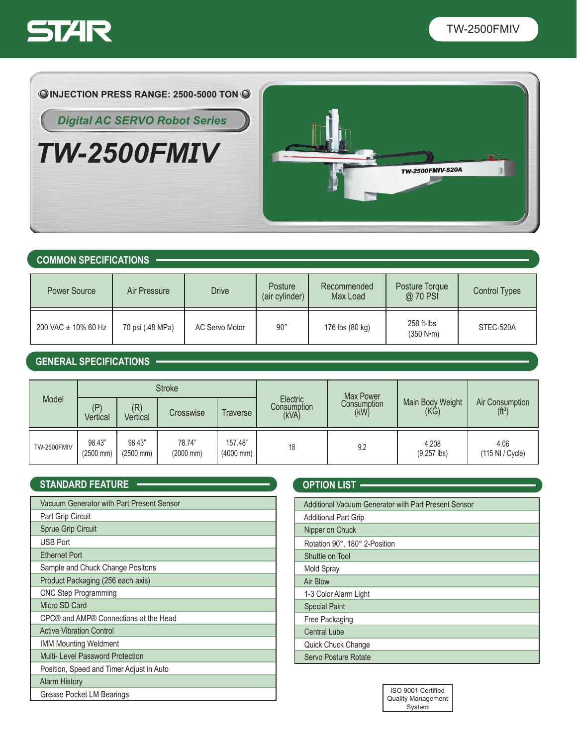STAR

TW-2500FMIV

INJECTION PRESS RANGE: 2500-5000 TON

*Digital AC SERVO Robot Series*

# TW-2500FMIV

## COMMON SPECIFICATIONS

| Power Source | Air Pressure | Drive | Posture (air cylinder) | Recommended Max Load | Posture Torque @ 70 PSI | Control Types |
|---|---|---|---|---|---|---|
| 200 VAC ± 10% 60 Hz | 70 psi (.48 MPa) | AC Servo Motor | 90° | 176 lbs (80 kg) | 258 ft-lbs (350 N•m) | STEC-520A |

## GENERAL SPECIFICATIONS

| Model | Stroke | | | | Electric Consumption (kVA) | Max Power Consumption (kW) | Main Body Weight (KG) | Air Consumption (ft³) |
|---|---|---|---|---|---|---|---|---|
| | (P) Vertical | (R) Vertical | Crosswise | Traverse | | | | |
| TW-2500FMIV | 98.43" (2500 mm) | 98.43" (2500 mm) | 78.74" (2000 mm) | 157.48" (4000 mm) | 18 | 9.2 | 4,208 (9,257 lbs) | 4.06 (115 Nl / Cycle) |

## STANDARD FEATURE

- Vacuum Generator with Part Present Sensor
- Part Grip Circuit
- Sprue Grip Circuit
- USB Port
- Ethernet Port
- Sample and Chuck Change Positons
- Product Packaging (256 each axis)
- CNC Step Programming
- Micro SD Card
- CPC® and AMP® Connections at the Head
- Active Vibration Control
- IMM Mounting Weldment
- Multi- Level Password Protection
- Position, Speed and Timer Adjust in Auto
- Alarm History
- Grease Pocket LM Bearings

## OPTION LIST

- Additional Vacuum Generator with Part Present Sensor
- Additional Part Grip
- Nipper on Chuck
- Rotation 90°, 180° 2-Position
- Shuttle on Tool
- Mold Spray
- Air Blow
- 1-3 Color Alarm Light
- Special Paint
- Free Packaging
- Central Lube
- Quick Chuck Change
- Servo Posture Rotate

ISO 9001 Certified Quality Management System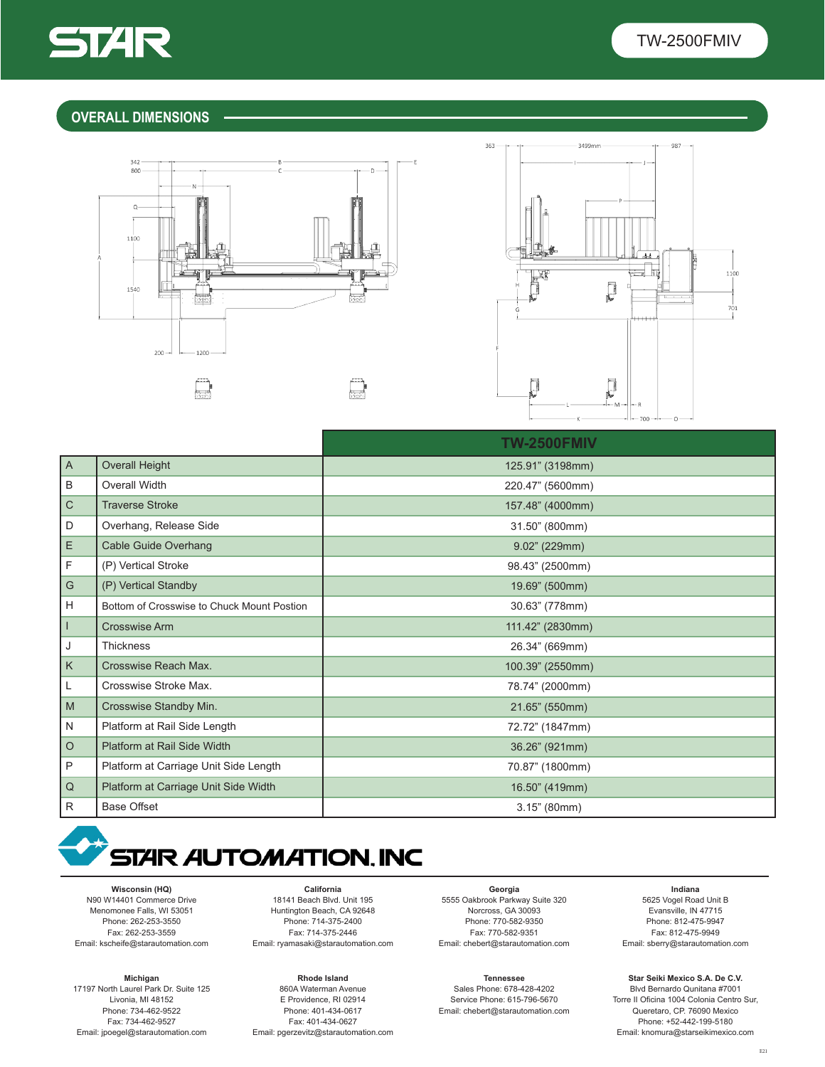STAR

TW-2500FMIV

## OVERALL DIMENSIONS

342
800
B
C
D
E
N
Q
1100
A
1540
200
1200

363
3499mm
987
I
J
P
1300
701
H
G
F
L
M
R
K
700
O

| | | TW-2500FMIV |
|---|---|---|
| A | Overall Height | 125.91" (3198mm) |
| B | Overall Width | 220.47" (5600mm) |
| C | Traverse Stroke | 157.48" (4000mm) |
| D | Overhang, Release Side | 31.50" (800mm) |
| E | Cable Guide Overhang | 9.02" (229mm) |
| F | (P) Vertical Stroke | 98.43" (2500mm) |
| G | (P) Vertical Standby | 19.69" (500mm) |
| H | Bottom of Crosswise to Chuck Mount Postion | 30.63" (778mm) |
| I | Crosswise Arm | 111.42" (2830mm) |
| J | Thickness | 26.34" (669mm) |
| K | Crosswise Reach Max. | 100.39" (2550mm) |
| L | Crosswise Stroke Max. | 78.74" (2000mm) |
| M | Crosswise Standby Min. | 21.65" (550mm) |
| N | Platform at Rail Side Length | 72.72" (1847mm) |
| O | Platform at Rail Side Width | 36.26" (921mm) |
| P | Platform at Carriage Unit Side Length | 70.87" (1800mm) |
| Q | Platform at Carriage Unit Side Width | 16.50" (419mm) |
| R | Base Offset | 3.15" (80mm) |

STAR AUTOMATION. INC

**Wisconsin (HQ)**
N90 W14401 Commerce Drive
Menomonee Falls, WI 53051
Phone: 262-253-3550
Fax: 262-253-3559
Email: kscheife@starautomation.com

**California**
18141 Beach Blvd. Unit 195
Huntington Beach, CA 92648
Phone: 714-375-2400
Fax: 714-375-2446
Email: ryamasaki@starautomation.com

**Georgia**
5555 Oakbrook Parkway Suite 320
Norcross, GA 30093
Phone: 770-582-9350
Fax: 770-582-9351
Email: chebert@starautomation.com

**Indiana**
5625 Vogel Road Unit B
Evansville, IN 47715
Phone: 812-475-9947
Fax: 812-475-9949
Email: sberry@starautomation.com

**Michigan**
17197 North Laurel Park Dr. Suite 125
Livonia, MI 48152
Phone: 734-462-9522
Fax: 734-462-9527
Email: jpoegel@starautomation.com

**Rhode Island**
860A Waterman Avenue
E Providence, RI 02914
Phone: 401-434-0617
Fax: 401-434-0627
Email: pgerzevitz@starautomation.com

**Tennessee**
Sales Phone: 678-428-4202
Service Phone: 615-796-5670
Email: chebert@starautomation.com

**Star Seiki Mexico S.A. De C.V.**
Blvd Bernardo Qunitana #7001
Torre II Oficina 1004 Colonia Centro Sur,
Queretaro, CP. 76090 Mexico
Phone: +52-442-199-5180
Email: knomura@starseikimexico.com

E21